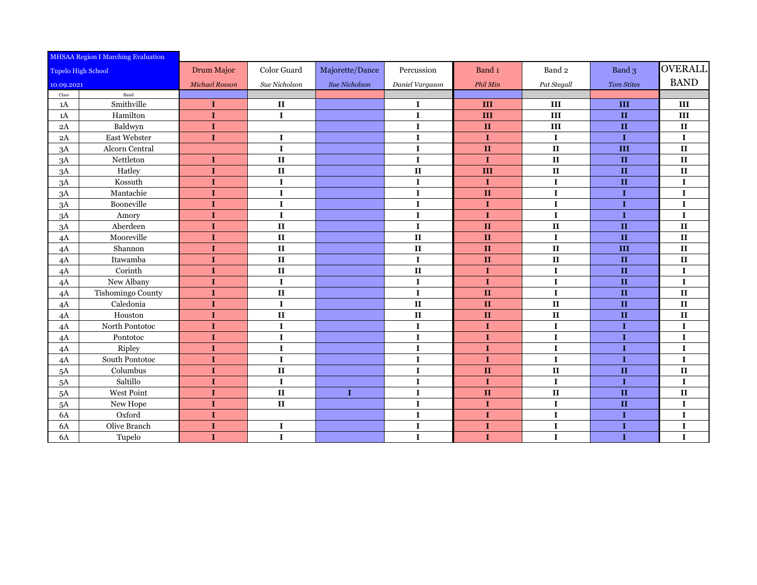| MHSAA Region I Marching Evaluation<br>Tupelo High School<br>10.09.2021 | | Drum Major<br>*Michael Rosson* | Color Guard<br>*Sue Nicholson* | Majorette/Dance<br>*Sue Nicholson* | Percussion<br>*Daniel Vargason* | Band 1<br>*Phil Min* | Band 2<br>*Pat Stegall* | Band 3<br>*Tom Stites* | OVERALL BAND |
|---|---|---|---|---|---|---|---|---|---|
| Class | Band | | | | | | | | |
| 1A | Smithville | **I** | **II** | | **I** | **III** | **III** | **III** | **III** |
| 1A | Hamilton | **I** | **I** | | **I** | **III** | **III** | **II** | **III** |
| 2A | Baldwyn | **I** | | | **I** | **II** | **III** | **II** | **II** |
| 2A | East Webster | **I** | **I** | | **I** | **I** | **I** | **I** | **I** |
| 3A | Alcorn Central | | **I** | | **I** | **II** | **II** | **III** | **II** |
| 3A | Nettleton | **I** | **II** | | **I** | **I** | **II** | **II** | **II** |
| 3A | Hatley | **I** | **II** | | **II** | **III** | **II** | **II** | **II** |
| 3A | Kossuth | **I** | **I** | | **I** | **I** | **I** | **II** | **I** |
| 3A | Mantachie | **I** | **I** | | **I** | **II** | **I** | **I** | **I** |
| 3A | Booneville | **I** | **I** | | **I** | **I** | **I** | **I** | **I** |
| 3A | Amory | **I** | **I** | | **I** | **I** | **I** | **I** | **I** |
| 3A | Aberdeen | **I** | **II** | | **I** | **II** | **II** | **II** | **II** |
| 4A | Mooreville | **I** | **II** | | **II** | **II** | **I** | **II** | **II** |
| 4A | Shannon | **I** | **II** | | **II** | **II** | **II** | **III** | **II** |
| 4A | Itawamba | **I** | **II** | | **I** | **II** | **II** | **II** | **II** |
| 4A | Corinth | **I** | **II** | | **II** | **I** | **I** | **II** | **I** |
| 4A | New Albany | **I** | **I** | | **I** | **I** | **I** | **II** | **I** |
| 4A | Tishomingo County | **I** | **II** | | **I** | **II** | **I** | **II** | **II** |
| 4A | Caledonia | **I** | **I** | | **II** | **II** | **II** | **II** | **II** |
| 4A | Houston | **I** | **II** | | **II** | **II** | **II** | **II** | **II** |
| 4A | North Pontotoc | **I** | **I** | | **I** | **I** | **I** | **I** | **I** |
| 4A | Pontotoc | **I** | **I** | | **I** | **I** | **I** | **I** | **I** |
| 4A | Ripley | **I** | **I** | | **I** | **I** | **I** | **I** | **I** |
| 4A | South Pontotoc | **I** | **I** | | **I** | **I** | **I** | **I** | **I** |
| 5A | Columbus | **I** | **II** | | **I** | **II** | **II** | **II** | **II** |
| 5A | Saltillo | **I** | **I** | | **I** | **I** | **I** | **I** | **I** |
| 5A | West Point | **I** | **II** | **I** | **I** | **II** | **II** | **II** | **II** |
| 5A | New Hope | **I** | **II** | | **I** | **I** | **I** | **II** | **I** |
| 6A | Oxford | **I** | | | **I** | **I** | **I** | **I** | **I** |
| 6A | Olive Branch | **I** | **I** | | **I** | **I** | **I** | **I** | **I** |
| 6A | Tupelo | **I** | **I** | | **I** | **I** | **I** | **I** | **I** |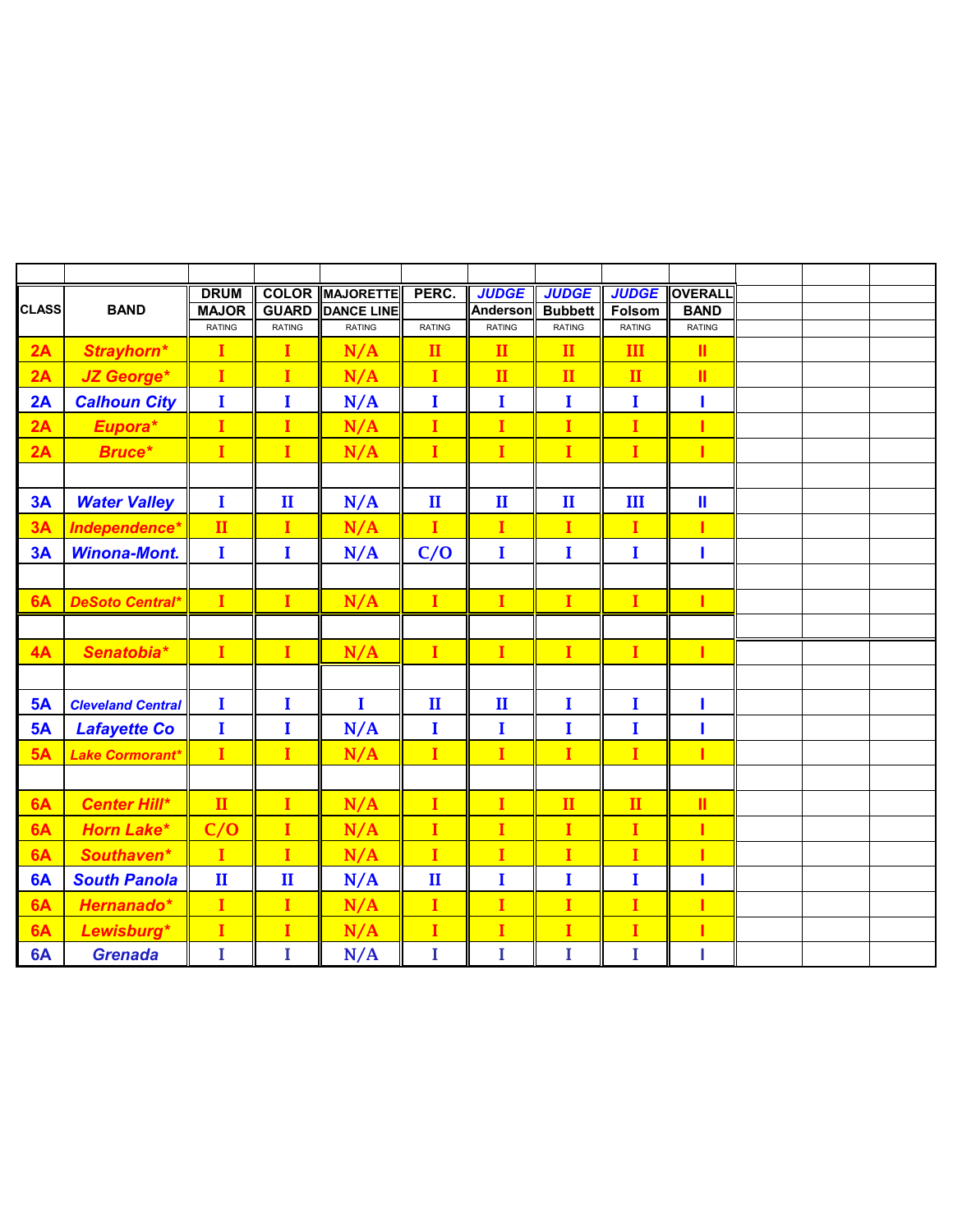| CLASS | BAND | DRUM MAJOR RATING | COLOR GUARD RATING | MAJORETTE DANCE LINE RATING | PERC. RATING | JUDGE Anderson RATING | JUDGE Bubbett RATING | JUDGE Folsom RATING | OVERALL BAND RATING |
|---|---|---|---|---|---|---|---|---|---|
| 2A | Strayhorn* | I | I | N/A | II | II | II | III | II |
| 2A | JZ George* | I | I | N/A | I | II | II | II | II |
| 2A | Calhoun City | I | I | N/A | I | I | I | I | I |
| 2A | Eupora* | I | I | N/A | I | I | I | I | I |
| 2A | Bruce* | I | I | N/A | I | I | I | I | I |
| | | | | | | | | | |
| 3A | Water Valley | I | II | N/A | II | II | II | III | II |
| 3A | Independence* | II | I | N/A | I | I | I | I | I |
| 3A | Winona-Mont. | I | I | N/A | C/O | I | I | I | I |
| | | | | | | | | | |
| 6A | DeSoto Central* | I | I | N/A | I | I | I | I | I |
| | | | | | | | | | |
| 4A | Senatobia* | I | I | N/A | I | I | I | I | I |
| | | | | | | | | | |
| 5A | Cleveland Central | I | I | I | II | II | I | I | I |
| 5A | Lafayette Co | I | I | N/A | I | I | I | I | I |
| 5A | Lake Cormorant* | I | I | N/A | I | I | I | I | I |
| | | | | | | | | | |
| 6A | Center Hill* | II | I | N/A | I | I | II | II | II |
| 6A | Horn Lake* | C/O | I | N/A | I | I | I | I | I |
| 6A | Southaven* | I | I | N/A | I | I | I | I | I |
| 6A | South Panola | II | II | N/A | II | I | I | I | I |
| 6A | Hernanado* | I | I | N/A | I | I | I | I | I |
| 6A | Lewisburg* | I | I | N/A | I | I | I | I | I |
| 6A | Grenada | I | I | N/A | I | I | I | I | I |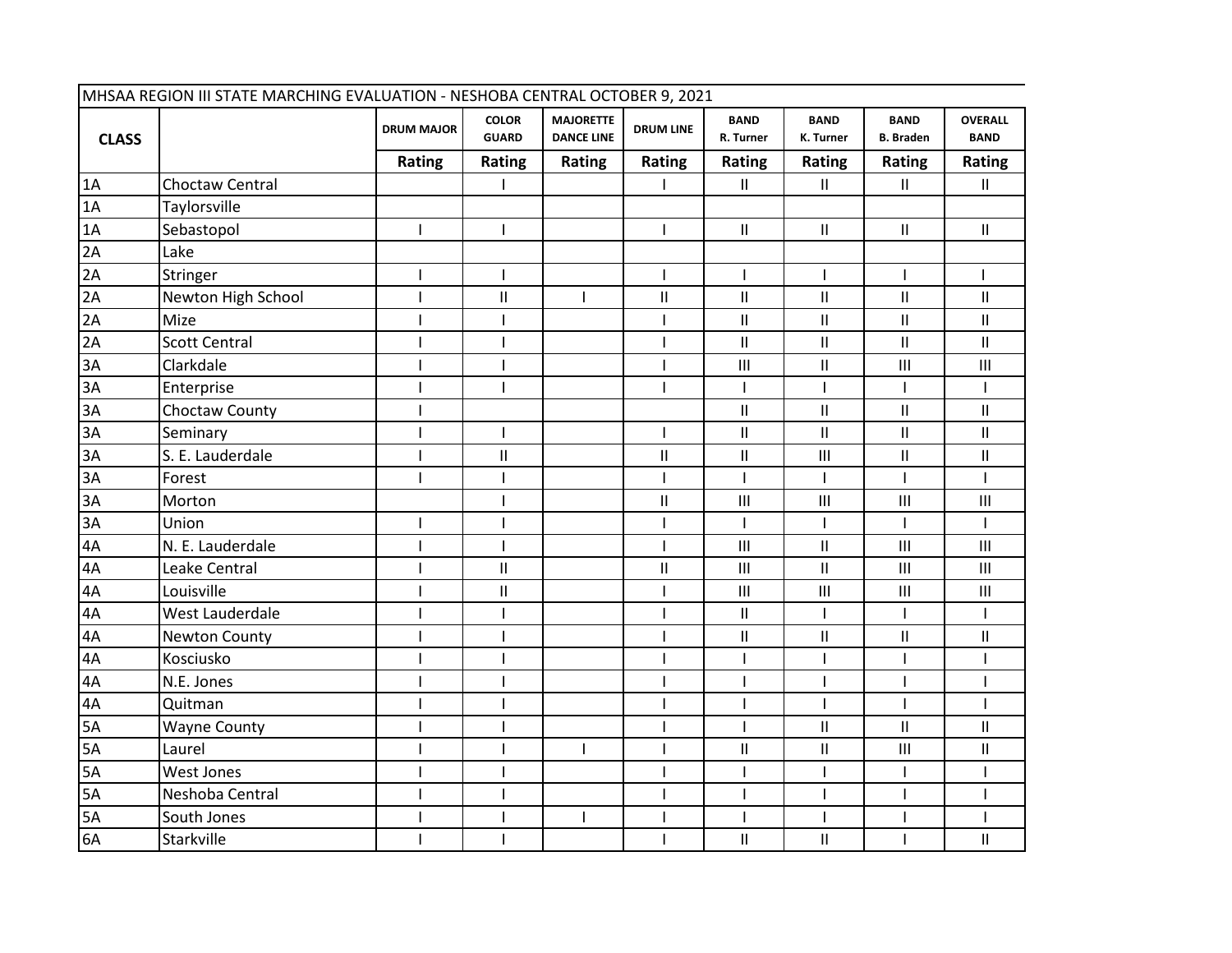| MHSAA REGION III STATE MARCHING EVALUATION - NESHOBA CENTRAL OCTOBER 9, 2021 | | | | | | | | | |
|---|---|---|---|---|---|---|---|---|---|
| **CLASS** | | **DRUM MAJOR** | **COLOR GUARD** | **MAJORETTE DANCE LINE** | **DRUM LINE** | **BAND R. Turner** | **BAND K. Turner** | **BAND B. Braden** | **OVERALL BAND** |
| | | **Rating** | **Rating** | **Rating** | **Rating** | **Rating** | **Rating** | **Rating** | **Rating** |
| 1A | Choctaw Central | | I | | I | II | II | II | II |
| 1A | Taylorsville | | | | | | | | |
| 1A | Sebastopol | I | I | | I | II | II | II | II |
| 2A | Lake | | | | | | | | |
| 2A | Stringer | I | I | | I | I | I | I | I |
| 2A | Newton High School | I | II | I | II | II | II | II | II |
| 2A | Mize | I | I | | I | II | II | II | II |
| 2A | Scott Central | I | I | | I | II | II | II | II |
| 3A | Clarkdale | I | I | | I | III | II | III | III |
| 3A | Enterprise | I | I | | I | I | I | I | I |
| 3A | Choctaw County | I | | | | II | II | II | II |
| 3A | Seminary | I | I | | I | II | II | II | II |
| 3A | S. E. Lauderdale | I | II | | II | II | III | II | II |
| 3A | Forest | I | I | | I | I | I | I | I |
| 3A | Morton | | I | | II | III | III | III | III |
| 3A | Union | I | I | | I | I | I | I | I |
| 4A | N. E. Lauderdale | I | I | | I | III | II | III | III |
| 4A | Leake Central | I | II | | II | III | II | III | III |
| 4A | Louisville | I | II | | I | III | III | III | III |
| 4A | West Lauderdale | I | I | | I | II | I | I | I |
| 4A | Newton County | I | I | | I | II | II | II | II |
| 4A | Kosciusko | I | I | | I | I | I | I | I |
| 4A | N.E. Jones | I | I | | I | I | I | I | I |
| 4A | Quitman | I | I | | I | I | I | I | I |
| 5A | Wayne County | I | I | | I | I | II | II | II |
| 5A | Laurel | I | I | I | I | II | II | III | II |
| 5A | West Jones | I | I | | I | I | I | I | I |
| 5A | Neshoba Central | I | I | | I | I | I | I | I |
| 5A | South Jones | I | I | I | I | I | I | I | I |
| 6A | Starkville | I | I | | I | II | II | I | II |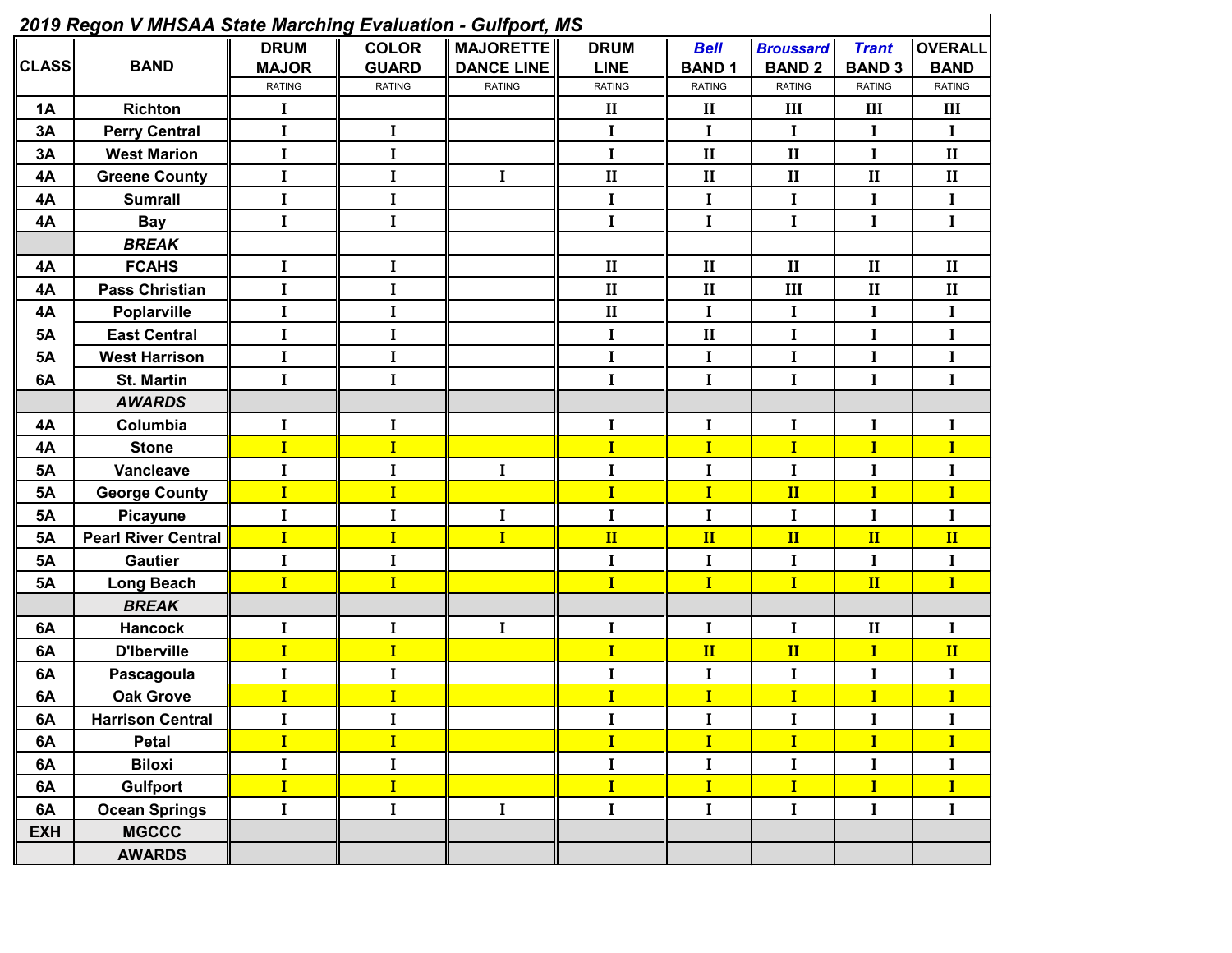## 2019 Regon V MHSAA State Marching Evaluation - Gulfport, MS

| CLASS | BAND | DRUM MAJOR RATING | COLOR GUARD RATING | MAJORETTE DANCE LINE RATING | DRUM LINE RATING | Bell BAND 1 RATING | Broussard BAND 2 RATING | Trant BAND 3 RATING | OVERALL BAND RATING |
|---|---|---|---|---|---|---|---|---|---|
| 1A | Richton | I | | | II | II | III | III | III |
| 3A | Perry Central | I | I | | I | I | I | I | I |
| 3A | West Marion | I | I | | I | II | II | I | II |
| 4A | Greene County | I | I | I | II | II | II | II | II |
| 4A | Sumrall | I | I | | I | I | I | I | I |
| 4A | Bay | I | I | | I | I | I | I | I |
| | *BREAK* | | | | | | | | |
| 4A | FCAHS | I | I | | II | II | II | II | II |
| 4A | Pass Christian | I | I | | II | II | III | II | II |
| 4A | Poplarville | I | I | | II | I | I | I | I |
| 5A | East Central | I | I | | I | II | I | I | I |
| 5A | West Harrison | I | I | | I | I | I | I | I |
| 6A | St. Martin | I | I | | I | I | I | I | I |
| | *AWARDS* | | | | | | | | |
| 4A | Columbia | I | I | | I | I | I | I | I |
| 4A | Stone | I | I | | I | I | I | I | I |
| 5A | Vancleave | I | I | I | I | I | I | I | I |
| 5A | George County | I | I | | I | I | II | I | I |
| 5A | Picayune | I | I | I | I | I | I | I | I |
| 5A | Pearl River Central | I | I | I | II | II | II | II | II |
| 5A | Gautier | I | I | | I | I | I | I | I |
| 5A | Long Beach | I | I | | I | I | I | II | I |
| | *BREAK* | | | | | | | | |
| 6A | Hancock | I | I | I | I | I | I | II | I |
| 6A | D'Iberville | I | I | | I | II | II | I | II |
| 6A | Pascagoula | I | I | | I | I | I | I | I |
| 6A | Oak Grove | I | I | | I | I | I | I | I |
| 6A | Harrison Central | I | I | | I | I | I | I | I |
| 6A | Petal | I | I | | I | I | I | I | I |
| 6A | Biloxi | I | I | | I | I | I | I | I |
| 6A | Gulfport | I | I | | I | I | I | I | I |
| 6A | Ocean Springs | I | I | I | I | I | I | I | I |
| EXH | MGCCC | | | | | | | | |
| | AWARDS | | | | | | | | |